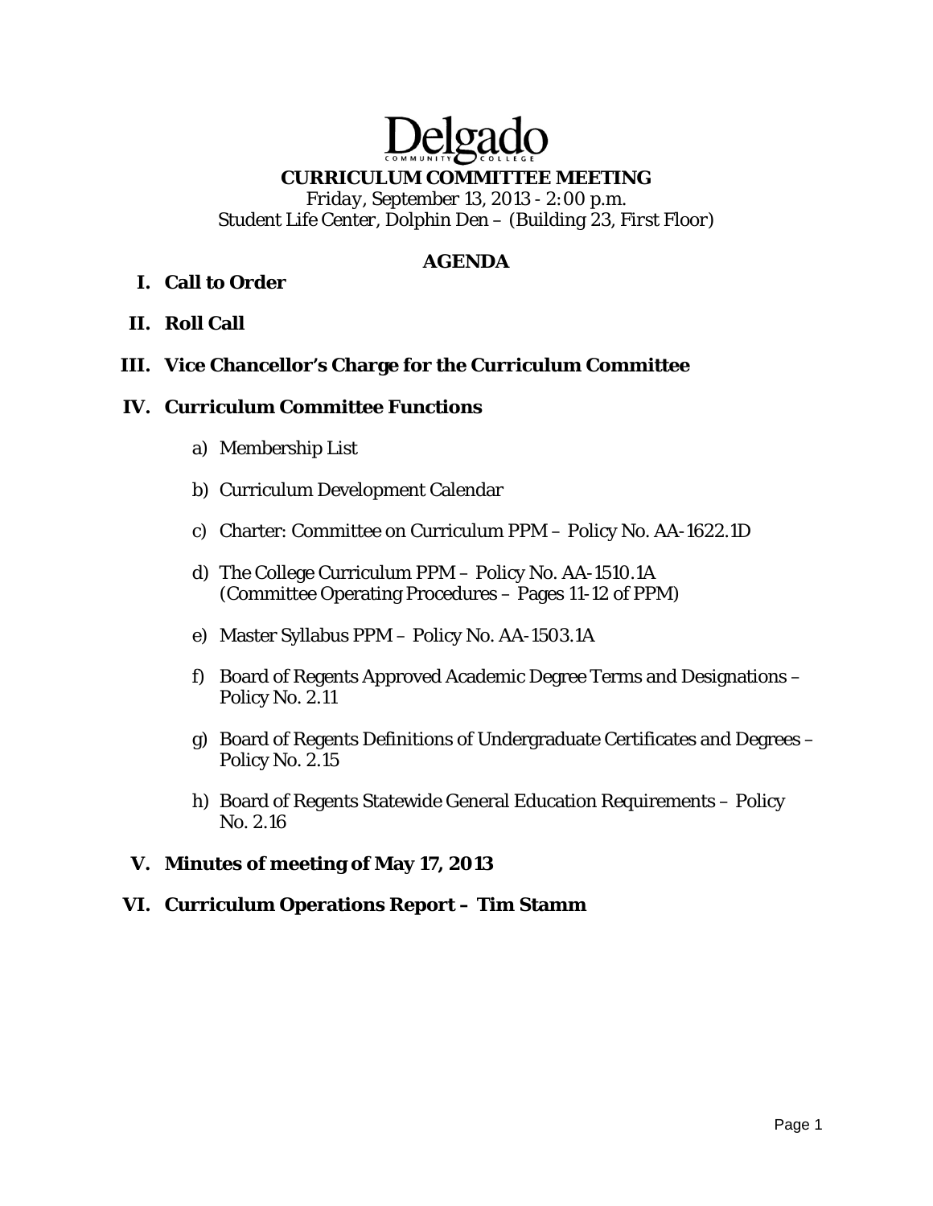# Delgado

COMMUNITY COLLEGE

## CURRICULUM COMMITTEE MEETING

Friday, September 13, 2013 - 2:00 p.m.
Student Life Center, Dolphin Den – (Building 23, First Floor)

## AGENDA

**I. Call to Order**

**II. Roll Call**

**III. Vice Chancellor's Charge for the Curriculum Committee**

**IV. Curriculum Committee Functions**

a) Membership List

b) Curriculum Development Calendar

c) Charter: Committee on Curriculum PPM – Policy No. AA-1622.1D

d) The College Curriculum PPM – Policy No. AA-1510.1A
(Committee Operating Procedures – Pages 11-12 of PPM)

e) Master Syllabus PPM – Policy No. AA-1503.1A

f) Board of Regents Approved Academic Degree Terms and Designations – Policy No. 2.11

g) Board of Regents Definitions of Undergraduate Certificates and Degrees – Policy No. 2.15

h) Board of Regents Statewide General Education Requirements – Policy No. 2.16

**V. Minutes of meeting of May 17, 2013**

**VI. Curriculum Operations Report – Tim Stamm**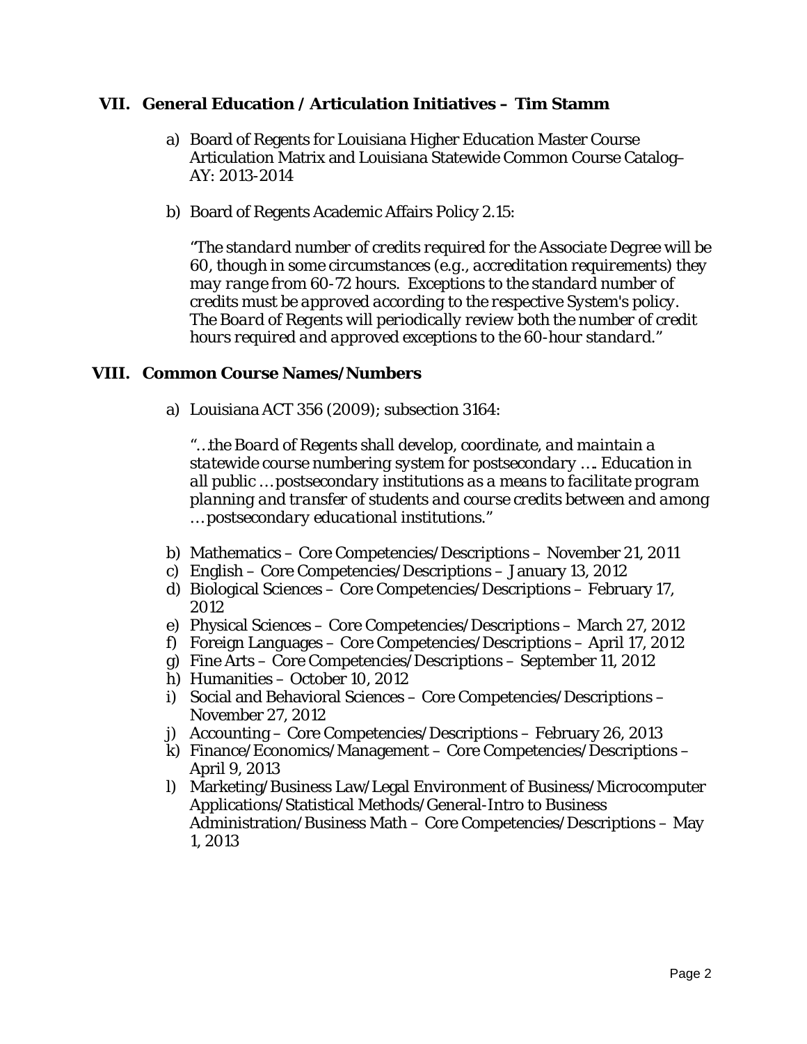## VII. General Education / Articulation Initiatives – Tim Stamm

a) Board of Regents for Louisiana Higher Education Master Course Articulation Matrix and Louisiana Statewide Common Course Catalog– AY: 2013-2014

b) Board of Regents Academic Affairs Policy 2.15:

"*The standard number of credits required for the Associate Degree will be 60, though in some circumstances (e.g., accreditation requirements) they may range from 60-72 hours. Exceptions to the standard number of credits must be approved according to the respective System's policy. The Board of Regents will periodically review both the number of credit hours required and approved exceptions to the 60-hour standard.*"

## VIII. Common Course Names/Numbers

a) Louisiana ACT 356 (2009); subsection 3164:

"*…the Board of Regents shall develop, coordinate, and maintain a statewide course numbering system for postsecondary …. Education in all public … postsecondary institutions as a means to facilitate program planning and transfer of students and course credits between and among … postsecondary educational institutions.*"

b) Mathematics – Core Competencies/Descriptions – November 21, 2011
c) English – Core Competencies/Descriptions – January 13, 2012
d) Biological Sciences – Core Competencies/Descriptions – February 17, 2012
e) Physical Sciences – Core Competencies/Descriptions – March 27, 2012
f) Foreign Languages – Core Competencies/Descriptions – April 17, 2012
g) Fine Arts – Core Competencies/Descriptions – September 11, 2012
h) Humanities – October 10, 2012
i) Social and Behavioral Sciences – Core Competencies/Descriptions – November 27, 2012
j) Accounting – Core Competencies/Descriptions – February 26, 2013
k) Finance/Economics/Management – Core Competencies/Descriptions – April 9, 2013
l) Marketing/Business Law/Legal Environment of Business/Microcomputer Applications/Statistical Methods/General-Intro to Business Administration/Business Math – Core Competencies/Descriptions – May 1, 2013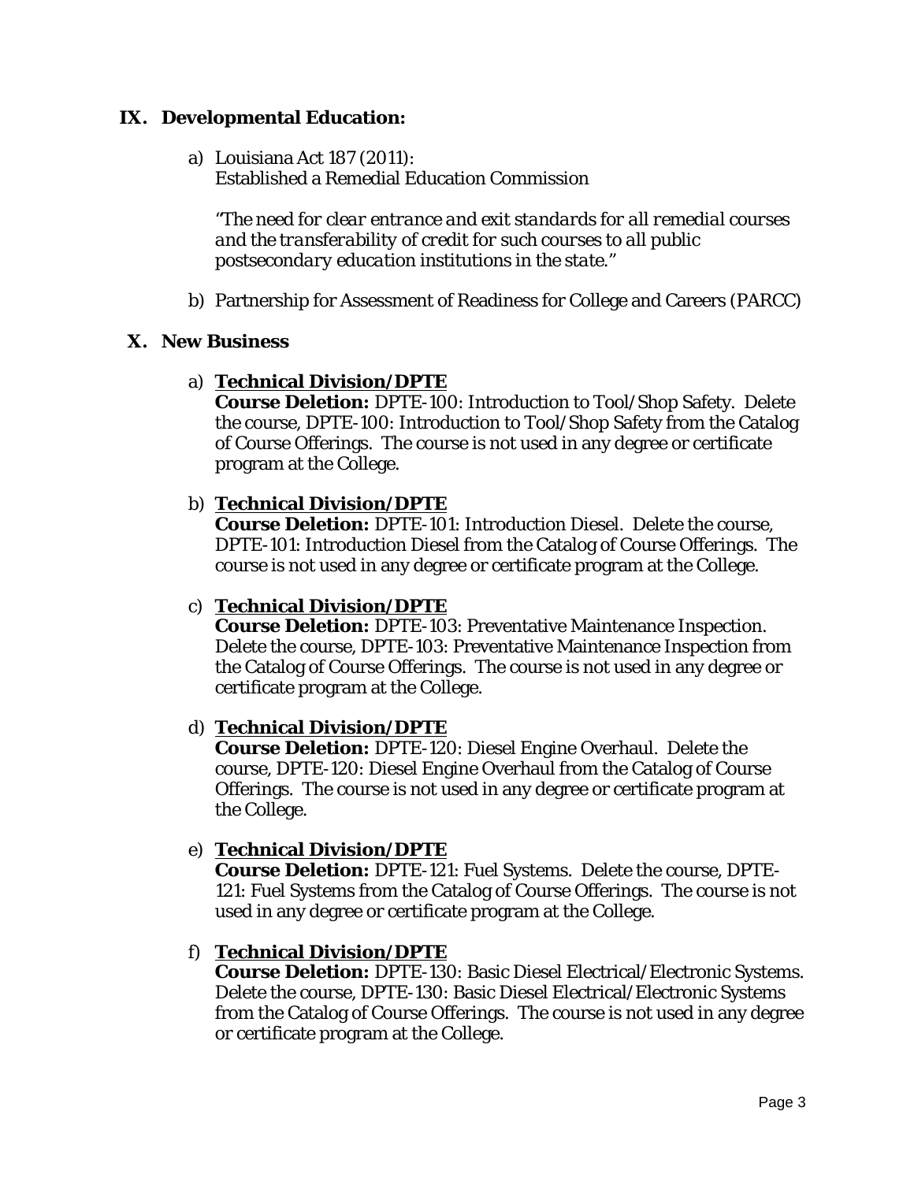## IX. Developmental Education:

a) Louisiana Act 187 (2011):
Established a Remedial Education Commission

*"The need for clear entrance and exit standards for all remedial courses and the transferability of credit for such courses to all public postsecondary education institutions in the state."*

b) Partnership for Assessment of Readiness for College and Careers (PARCC)

## X. New Business

a) **<u>Technical Division/DPTE</u>**
**Course Deletion:** DPTE-100: Introduction to Tool/Shop Safety. Delete the course, DPTE-100: Introduction to Tool/Shop Safety from the Catalog of Course Offerings. The course is not used in any degree or certificate program at the College.

b) **<u>Technical Division/DPTE</u>**
**Course Deletion:** DPTE-101: Introduction Diesel. Delete the course, DPTE-101: Introduction Diesel from the Catalog of Course Offerings. The course is not used in any degree or certificate program at the College.

c) **<u>Technical Division/DPTE</u>**
**Course Deletion:** DPTE-103: Preventative Maintenance Inspection. Delete the course, DPTE-103: Preventative Maintenance Inspection from the Catalog of Course Offerings. The course is not used in any degree or certificate program at the College.

d) **<u>Technical Division/DPTE</u>**
**Course Deletion:** DPTE-120: Diesel Engine Overhaul. Delete the course, DPTE-120: Diesel Engine Overhaul from the Catalog of Course Offerings. The course is not used in any degree or certificate program at the College.

e) **<u>Technical Division/DPTE</u>**
**Course Deletion:** DPTE-121: Fuel Systems. Delete the course, DPTE-121: Fuel Systems from the Catalog of Course Offerings. The course is not used in any degree or certificate program at the College.

f) **<u>Technical Division/DPTE</u>**
**Course Deletion:** DPTE-130: Basic Diesel Electrical/Electronic Systems. Delete the course, DPTE-130: Basic Diesel Electrical/Electronic Systems from the Catalog of Course Offerings. The course is not used in any degree or certificate program at the College.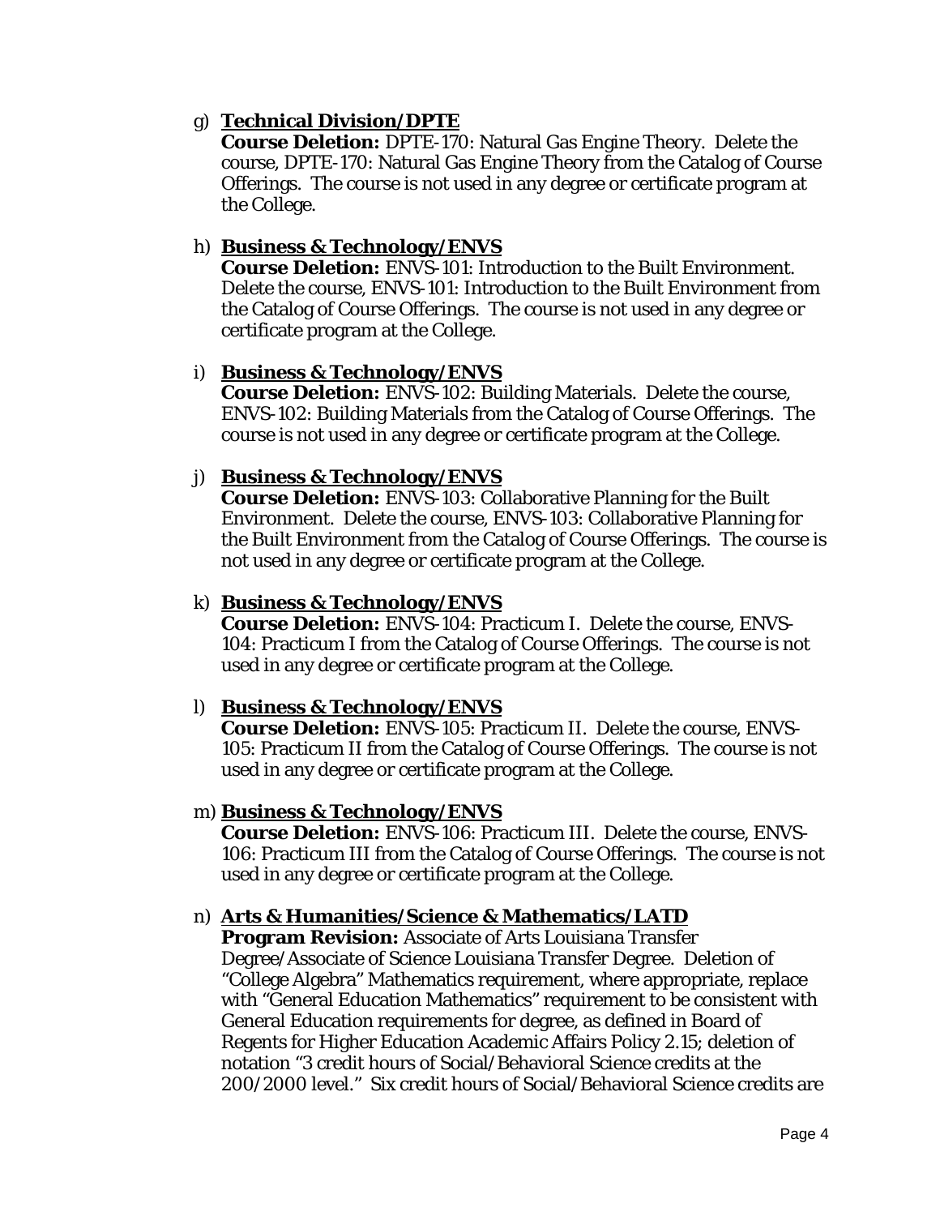g) **<u>Technical Division/DPTE</u>**
   **Course Deletion:** DPTE-170: Natural Gas Engine Theory. Delete the course, DPTE-170: Natural Gas Engine Theory from the Catalog of Course Offerings. The course is not used in any degree or certificate program at the College.

h) **<u>Business & Technology/ENVS</u>**
   **Course Deletion:** ENVS-101: Introduction to the Built Environment. Delete the course, ENVS-101: Introduction to the Built Environment from the Catalog of Course Offerings. The course is not used in any degree or certificate program at the College.

i) **<u>Business & Technology/ENVS</u>**
   **Course Deletion:** ENVS-102: Building Materials. Delete the course, ENVS-102: Building Materials from the Catalog of Course Offerings. The course is not used in any degree or certificate program at the College.

j) **<u>Business & Technology/ENVS</u>**
   **Course Deletion:** ENVS-103: Collaborative Planning for the Built Environment. Delete the course, ENVS-103: Collaborative Planning for the Built Environment from the Catalog of Course Offerings. The course is not used in any degree or certificate program at the College.

k) **<u>Business & Technology/ENVS</u>**
   **Course Deletion:** ENVS-104: Practicum I. Delete the course, ENVS-104: Practicum I from the Catalog of Course Offerings. The course is not used in any degree or certificate program at the College.

l) **<u>Business & Technology/ENVS</u>**
   **Course Deletion:** ENVS-105: Practicum II. Delete the course, ENVS-105: Practicum II from the Catalog of Course Offerings. The course is not used in any degree or certificate program at the College.

m) **<u>Business & Technology/ENVS</u>**
   **Course Deletion:** ENVS-106: Practicum III. Delete the course, ENVS-106: Practicum III from the Catalog of Course Offerings. The course is not used in any degree or certificate program at the College.

n) **<u>Arts & Humanities/Science & Mathematics/LATD</u>**
   **Program Revision:** Associate of Arts Louisiana Transfer Degree/Associate of Science Louisiana Transfer Degree. Deletion of "College Algebra" Mathematics requirement, where appropriate, replace with "General Education Mathematics" requirement to be consistent with General Education requirements for degree, as defined in Board of Regents for Higher Education Academic Affairs Policy 2.15; deletion of notation "3 credit hours of Social/Behavioral Science credits at the 200/2000 level." Six credit hours of Social/Behavioral Science credits are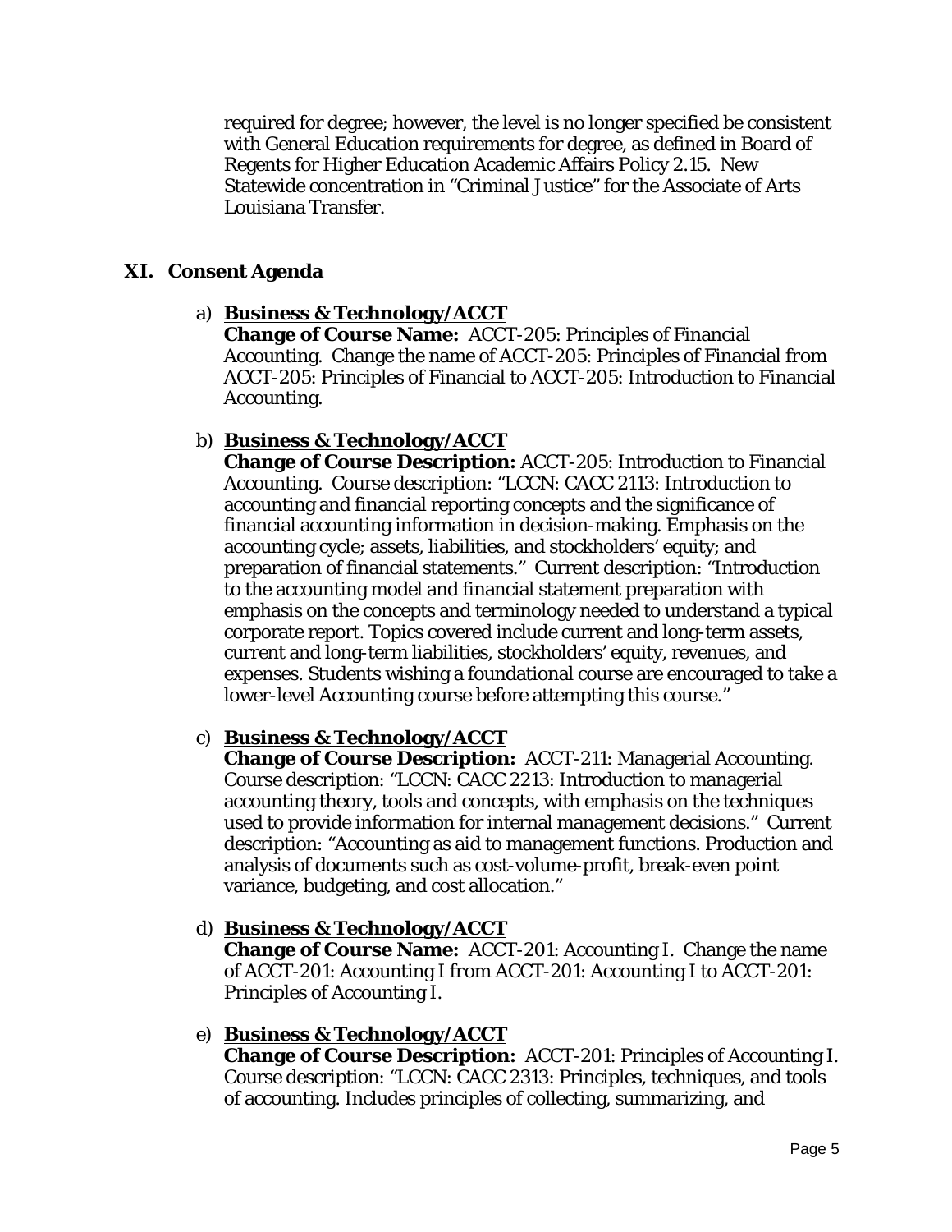required for degree; however, the level is no longer specified be consistent with General Education requirements for degree, as defined in Board of Regents for Higher Education Academic Affairs Policy 2.15. New Statewide concentration in "Criminal Justice" for the Associate of Arts Louisiana Transfer.

## XI. Consent Agenda

a) **Business & Technology/ACCT**
**Change of Course Name:** ACCT-205: Principles of Financial Accounting. Change the name of ACCT-205: Principles of Financial *from* ACCT-205: Principles of Financial to ACCT-205: Introduction to Financial Accounting.

b) **Business & Technology/ACCT**
**Change of Course Description:** ACCT-205: Introduction to Financial Accounting. Course description: "LCCN: CACC 2113: Introduction to accounting and financial reporting concepts and the significance of financial accounting information in decision-making. Emphasis on the accounting cycle; assets, liabilities, and stockholders' equity; and preparation of financial statements." Current description: "Introduction to the accounting model and financial statement preparation with emphasis on the concepts and terminology needed to understand a typical corporate report. Topics covered include current and long-term assets, current and long-term liabilities, stockholders' equity, revenues, and expenses. Students wishing a foundational course are encouraged to take a lower-level Accounting course before attempting this course."

c) **Business & Technology/ACCT**
**Change of Course Description:** ACCT-211: Managerial Accounting. Course description: "LCCN: CACC 2213: Introduction to managerial accounting theory, tools and concepts, with emphasis on the techniques used to provide information for internal management decisions." Current description: "Accounting as aid to management functions. Production and analysis of documents such as cost-volume-profit, break-even point variance, budgeting, and cost allocation."

d) **Business & Technology/ACCT**
**Change of Course Name:** ACCT-201: Accounting I. Change the name of ACCT-201: Accounting I *from* ACCT-201: Accounting I to ACCT-201: Principles of Accounting I.

e) **Business & Technology/ACCT**
**Change of Course Description:** ACCT-201: Principles of Accounting I. Course description: "LCCN: CACC 2313: Principles, techniques, and tools of accounting. Includes principles of collecting, summarizing, and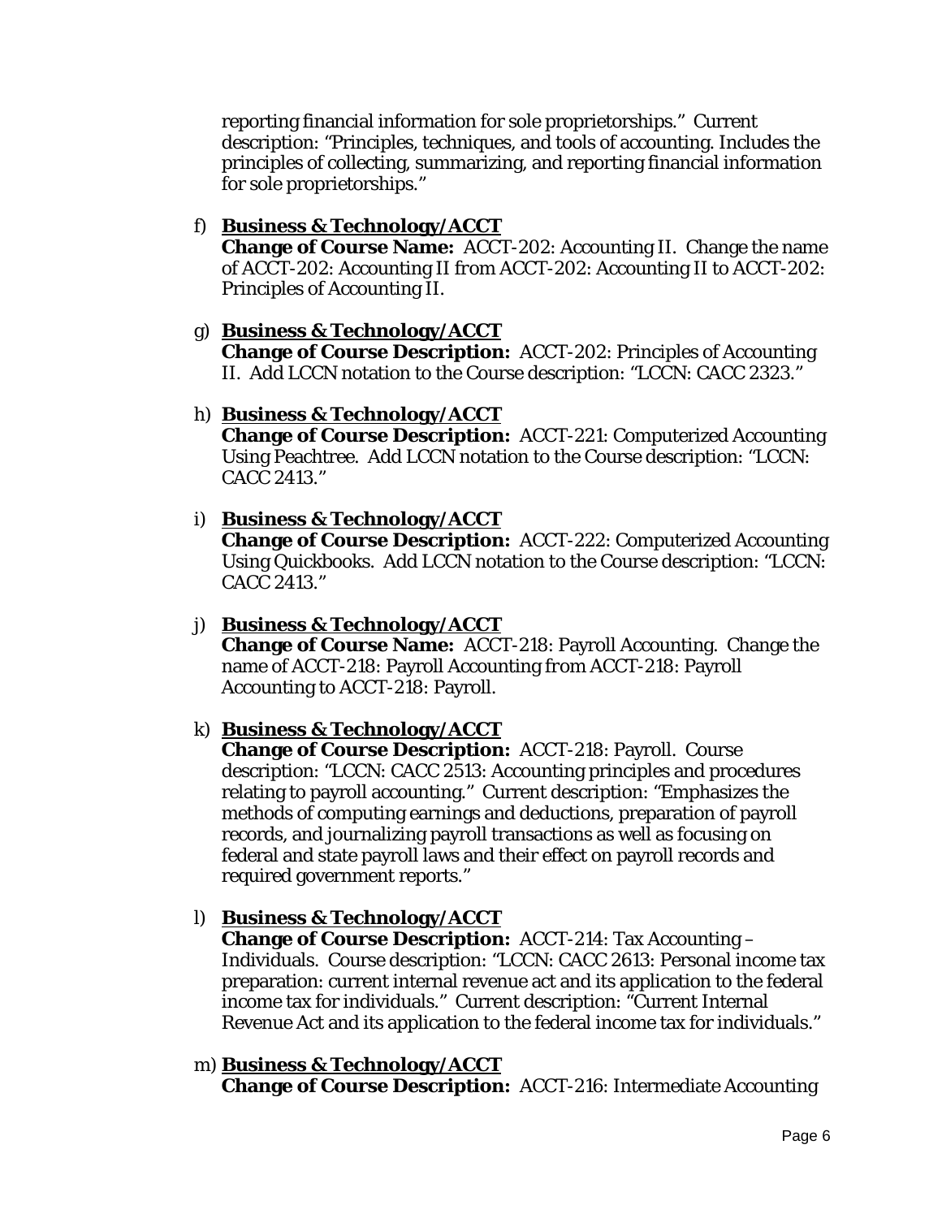reporting financial information for sole proprietorships." Current description: "Principles, techniques, and tools of accounting. Includes the principles of collecting, summarizing, and reporting financial information for sole proprietorships."

f) **Business & Technology/ACCT**
**Change of Course Name:** ACCT-202: Accounting II. Change the name of ACCT-202: Accounting II from ACCT-202: Accounting II to ACCT-202: Principles of Accounting II.

g) **Business & Technology/ACCT**
**Change of Course Description:** ACCT-202: Principles of Accounting II. Add LCCN notation to the Course description: "LCCN: CACC 2323."

h) **Business & Technology/ACCT**
**Change of Course Description:** ACCT-221: Computerized Accounting Using Peachtree. Add LCCN notation to the Course description: "LCCN: CACC 2413."

i) **Business & Technology/ACCT**
**Change of Course Description:** ACCT-222: Computerized Accounting Using Quickbooks. Add LCCN notation to the Course description: "LCCN: CACC 2413."

j) **Business & Technology/ACCT**
**Change of Course Name:** ACCT-218: Payroll Accounting. Change the name of ACCT-218: Payroll Accounting from ACCT-218: Payroll Accounting to ACCT-218: Payroll.

k) **Business & Technology/ACCT**
**Change of Course Description:** ACCT-218: Payroll. Course description: "LCCN: CACC 2513: Accounting principles and procedures relating to payroll accounting." Current description: "Emphasizes the methods of computing earnings and deductions, preparation of payroll records, and journalizing payroll transactions as well as focusing on federal and state payroll laws and their effect on payroll records and required government reports."

l) **Business & Technology/ACCT**
**Change of Course Description:** ACCT-214: Tax Accounting – Individuals. Course description: "LCCN: CACC 2613: Personal income tax preparation: current internal revenue act and its application to the federal income tax for individuals." Current description: "Current Internal Revenue Act and its application to the federal income tax for individuals."

m) **Business & Technology/ACCT**
**Change of Course Description:** ACCT-216: Intermediate Accounting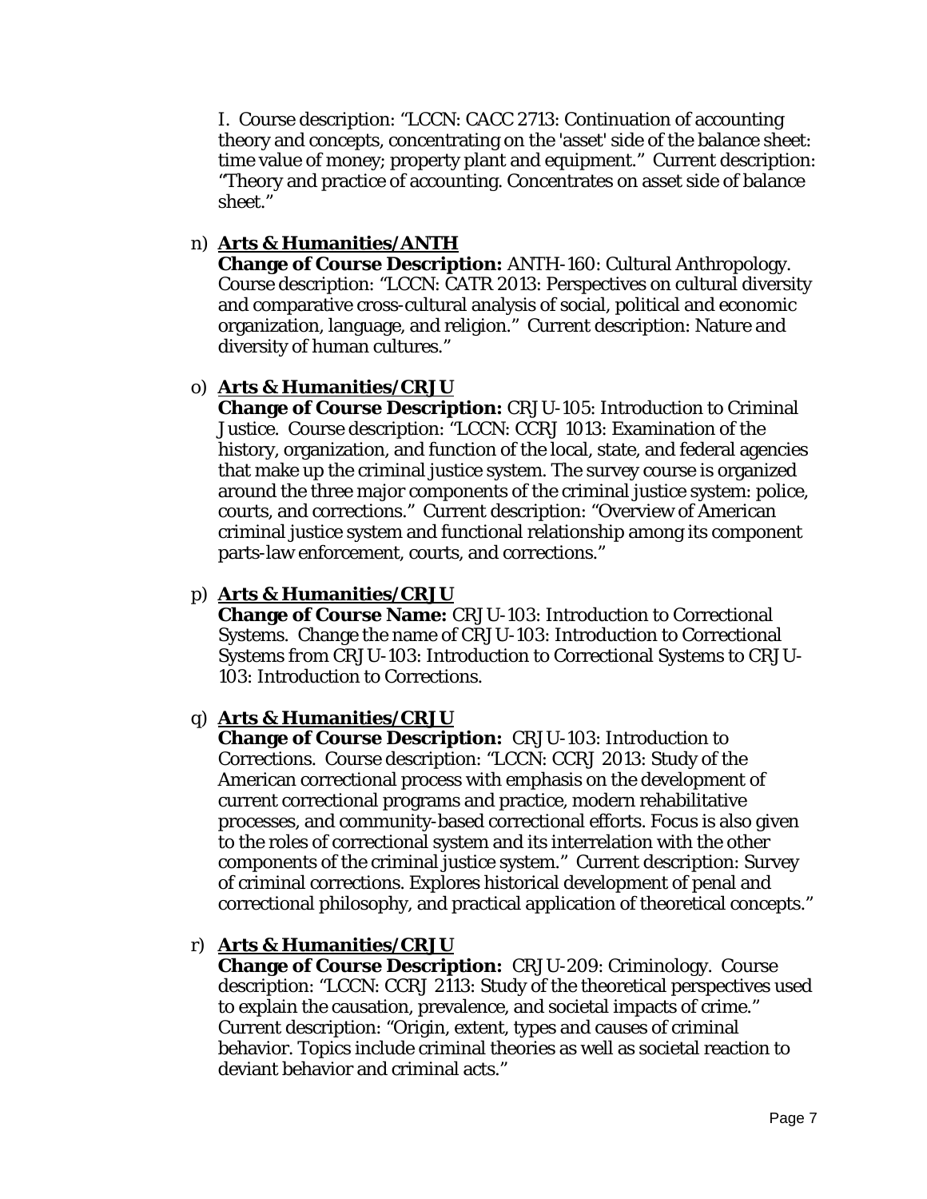I. Course description: "LCCN: CACC 2713: Continuation of accounting theory and concepts, concentrating on the 'asset' side of the balance sheet: time value of money; property plant and equipment." Current description: "Theory and practice of accounting. Concentrates on asset side of balance sheet."

n) **Arts & Humanities/ANTH**
**Change of Course Description:** ANTH-160: Cultural Anthropology. Course description: "LCCN: CATR 2013: Perspectives on cultural diversity and comparative cross-cultural analysis of social, political and economic organization, language, and religion." Current description: Nature and diversity of human cultures."

o) **Arts & Humanities/CRJU**
**Change of Course Description:** CRJU-105: Introduction to Criminal Justice. Course description: "LCCN: CCRJ 1013: Examination of the history, organization, and function of the local, state, and federal agencies that make up the criminal justice system. The survey course is organized around the three major components of the criminal justice system: police, courts, and corrections." Current description: "Overview of American criminal justice system and functional relationship among its component parts-law enforcement, courts, and corrections."

p) **Arts & Humanities/CRJU**
**Change of Course Name:** CRJU-103: Introduction to Correctional Systems. Change the name of CRJU-103: Introduction to Correctional Systems from CRJU-103: Introduction to Correctional Systems to CRJU-103: Introduction to Corrections.

q) **Arts & Humanities/CRJU**
**Change of Course Description:** CRJU-103: Introduction to Corrections. Course description: "LCCN: CCRJ 2013: Study of the American correctional process with emphasis on the development of current correctional programs and practice, modern rehabilitative processes, and community-based correctional efforts. Focus is also given to the roles of correctional system and its interrelation with the other components of the criminal justice system." Current description: Survey of criminal corrections. Explores historical development of penal and correctional philosophy, and practical application of theoretical concepts."

r) **Arts & Humanities/CRJU**
**Change of Course Description:** CRJU-209: Criminology. Course description: "LCCN: CCRJ 2113: Study of the theoretical perspectives used to explain the causation, prevalence, and societal impacts of crime." Current description: "Origin, extent, types and causes of criminal behavior. Topics include criminal theories as well as societal reaction to deviant behavior and criminal acts."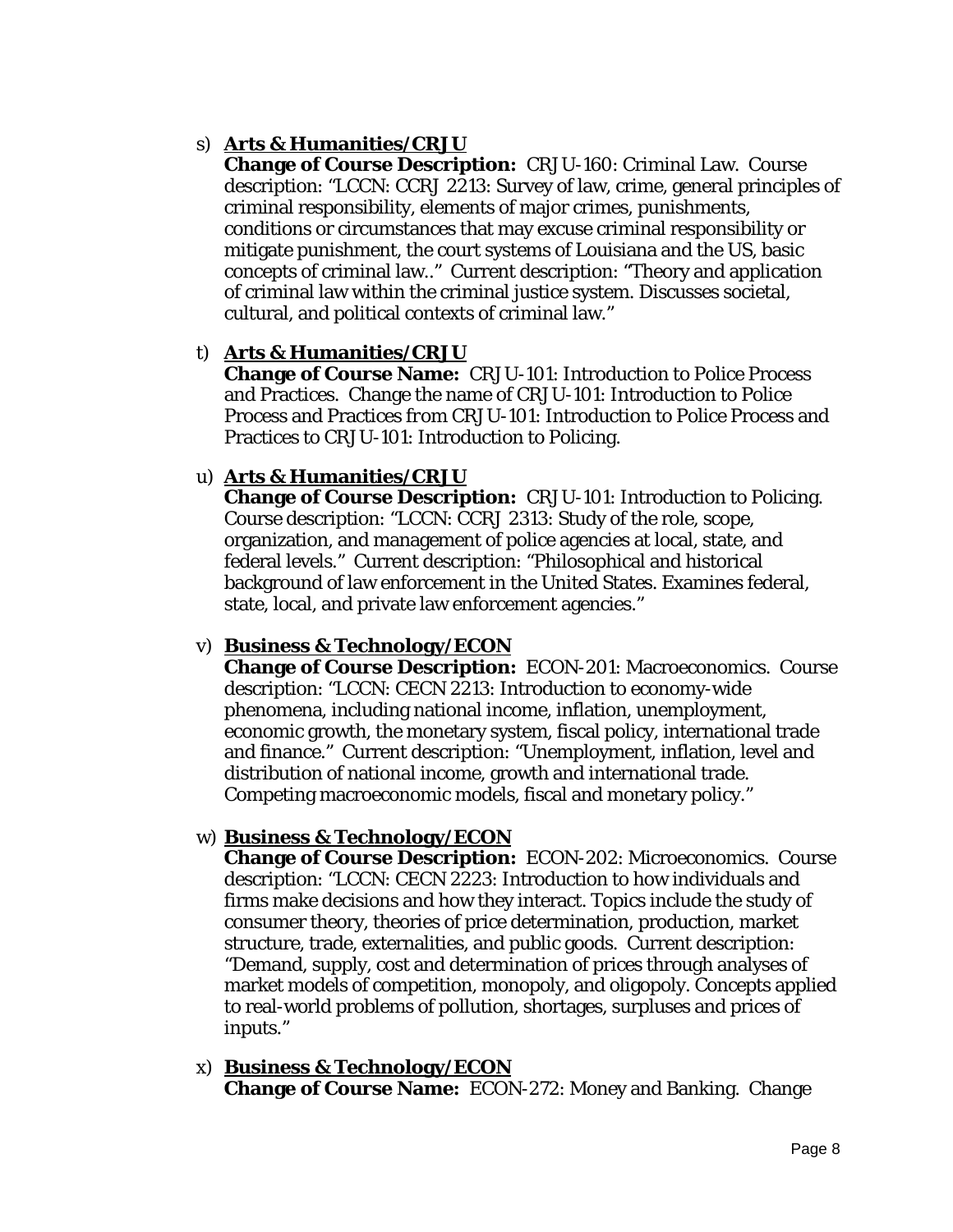s) **<u>Arts & Humanities/CRJU</u>**
   **Change of Course Description:** CRJU-160: Criminal Law. Course description: "LCCN: CCRJ 2213: Survey of law, crime, general principles of criminal responsibility, elements of major crimes, punishments, conditions or circumstances that may excuse criminal responsibility or mitigate punishment, the court systems of Louisiana and the US, basic concepts of criminal law.." Current description: "Theory and application of criminal law within the criminal justice system. Discusses societal, cultural, and political contexts of criminal law."

t) **<u>Arts & Humanities/CRJU</u>**
   **Change of Course Name:** CRJU-101: Introduction to Police Process and Practices. Change the name of CRJU-101: Introduction to Police Process and Practices from CRJU-101: Introduction to Police Process and Practices to CRJU-101: Introduction to Policing.

u) **<u>Arts & Humanities/CRJU</u>**
   **Change of Course Description:** CRJU-101: Introduction to Policing. Course description: "LCCN: CCRJ 2313: Study of the role, scope, organization, and management of police agencies at local, state, and federal levels." Current description: "Philosophical and historical background of law enforcement in the United States. Examines federal, state, local, and private law enforcement agencies."

v) **<u>Business & Technology/ECON</u>**
   **Change of Course Description:** ECON-201: Macroeconomics. Course description: "LCCN: CECN 2213: Introduction to economy-wide phenomena, including national income, inflation, unemployment, economic growth, the monetary system, fiscal policy, international trade and finance." Current description: "Unemployment, inflation, level and distribution of national income, growth and international trade. Competing macroeconomic models, fiscal and monetary policy."

w) **<u>Business & Technology/ECON</u>**
   **Change of Course Description:** ECON-202: Microeconomics. Course description: "LCCN: CECN 2223: Introduction to how individuals and firms make decisions and how they interact. Topics include the study of consumer theory, theories of price determination, production, market structure, trade, externalities, and public goods. Current description: "Demand, supply, cost and determination of prices through analyses of market models of competition, monopoly, and oligopoly. Concepts applied to real-world problems of pollution, shortages, surpluses and prices of inputs."

x) **<u>Business & Technology/ECON</u>**
   **Change of Course Name:** ECON-272: Money and Banking. Change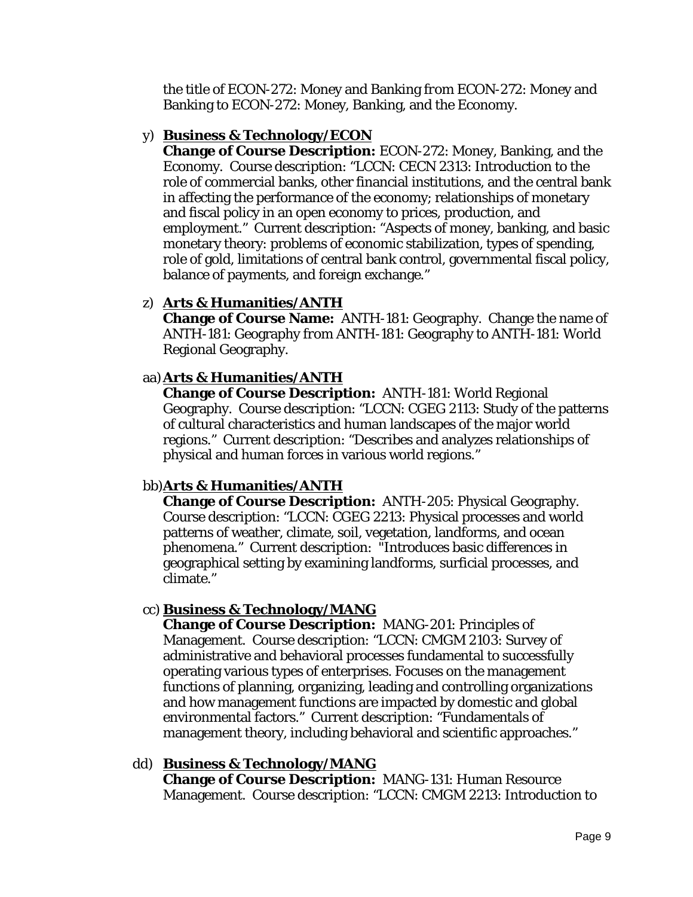the title of ECON-272: Money and Banking from ECON-272: Money and Banking to ECON-272: Money, Banking, and the Economy.

y) **Business & Technology/ECON**
   **Change of Course Description:** ECON-272: Money, Banking, and the Economy. Course description: "LCCN: CECN 2313: Introduction to the role of commercial banks, other financial institutions, and the central bank in affecting the performance of the economy; relationships of monetary and fiscal policy in an open economy to prices, production, and employment." Current description: "Aspects of money, banking, and basic monetary theory: problems of economic stabilization, types of spending, role of gold, limitations of central bank control, governmental fiscal policy, balance of payments, and foreign exchange."

z) **Arts & Humanities/ANTH**
   **Change of Course Name:** ANTH-181: Geography. Change the name of ANTH-181: Geography from ANTH-181: Geography to ANTH-181: World Regional Geography.

aa) **Arts & Humanities/ANTH**
   **Change of Course Description:** ANTH-181: World Regional Geography. Course description: "LCCN: CGEG 2113: Study of the patterns of cultural characteristics and human landscapes of the major world regions." Current description: "Describes and analyzes relationships of physical and human forces in various world regions."

bb) **Arts & Humanities/ANTH**
   **Change of Course Description:** ANTH-205: Physical Geography. Course description: "LCCN: CGEG 2213: Physical processes and world patterns of weather, climate, soil, vegetation, landforms, and ocean phenomena." Current description: "Introduces basic differences in geographical setting by examining landforms, surficial processes, and climate."

cc) **Business & Technology/MANG**
   **Change of Course Description:** MANG-201: Principles of Management. Course description: "LCCN: CMGM 2103: Survey of administrative and behavioral processes fundamental to successfully operating various types of enterprises. Focuses on the management functions of planning, organizing, leading and controlling organizations and how management functions are impacted by domestic and global environmental factors." Current description: "Fundamentals of management theory, including behavioral and scientific approaches."

dd) **Business & Technology/MANG**
   **Change of Course Description:** MANG-131: Human Resource Management. Course description: "LCCN: CMGM 2213: Introduction to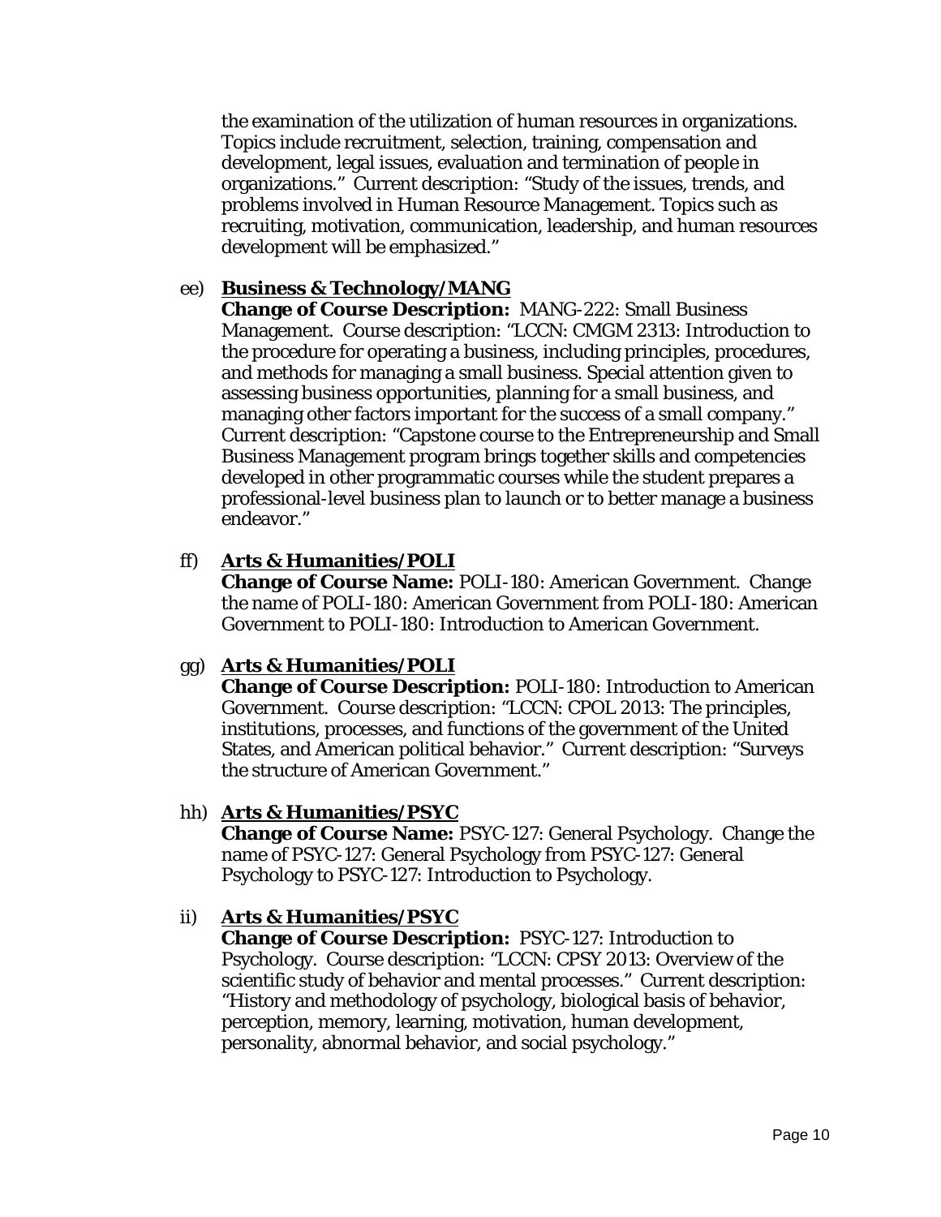the examination of the utilization of human resources in organizations. Topics include recruitment, selection, training, compensation and development, legal issues, evaluation and termination of people in organizations." Current description: "Study of the issues, trends, and problems involved in Human Resource Management. Topics such as recruiting, motivation, communication, leadership, and human resources development will be emphasized."

ee) **Business & Technology/MANG**
**Change of Course Description:** MANG-222: Small Business Management. Course description: "LCCN: CMGM 2313: Introduction to the procedure for operating a business, including principles, procedures, and methods for managing a small business. Special attention given to assessing business opportunities, planning for a small business, and managing other factors important for the success of a small company." Current description: "Capstone course to the Entrepreneurship and Small Business Management program brings together skills and competencies developed in other programmatic courses while the student prepares a professional-level business plan to launch or to better manage a business endeavor."

ff) **Arts & Humanities/POLI**
**Change of Course Name:** POLI-180: American Government. Change the name of POLI-180: American Government from POLI-180: American Government to POLI-180: Introduction to American Government.

gg) **Arts & Humanities/POLI**
**Change of Course Description:** POLI-180: Introduction to American Government. Course description: "LCCN: CPOL 2013: The principles, institutions, processes, and functions of the government of the United States, and American political behavior." Current description: "Surveys the structure of American Government."

hh) **Arts & Humanities/PSYC**
**Change of Course Name:** PSYC-127: General Psychology. Change the name of PSYC-127: General Psychology from PSYC-127: General Psychology to PSYC-127: Introduction to Psychology.

ii) **Arts & Humanities/PSYC**
**Change of Course Description:** PSYC-127: Introduction to Psychology. Course description: "LCCN: CPSY 2013: Overview of the scientific study of behavior and mental processes." Current description: "History and methodology of psychology, biological basis of behavior, perception, memory, learning, motivation, human development, personality, abnormal behavior, and social psychology."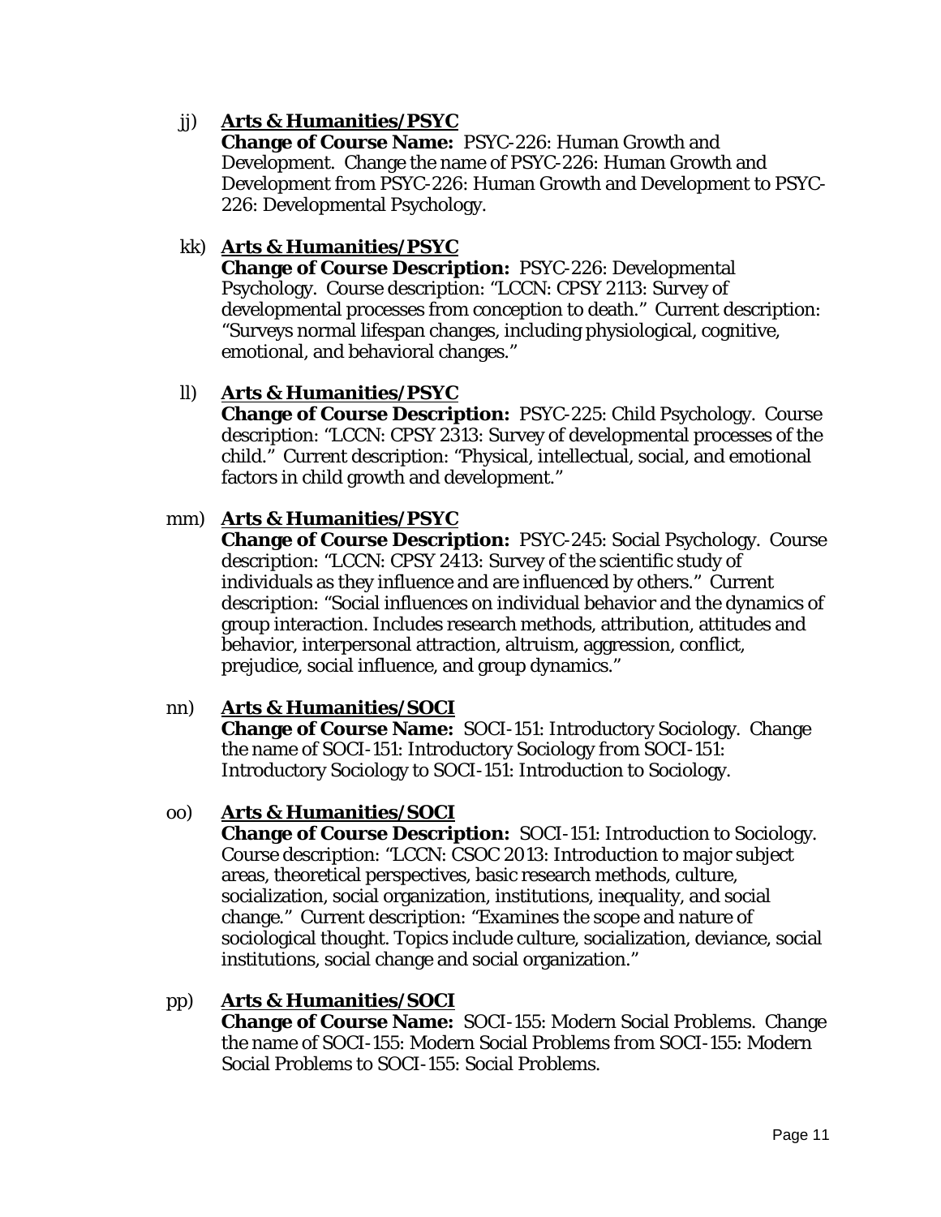jj) **Arts & Humanities/PSYC**
**Change of Course Name:** PSYC-226: Human Growth and Development. Change the name of PSYC-226: Human Growth and Development *from* PSYC-226: Human Growth and Development to PSYC-226: Developmental Psychology.

kk) **Arts & Humanities/PSYC**
**Change of Course Description:** PSYC-226: Developmental Psychology. Course description: "LCCN: CPSY 2113: Survey of developmental processes from conception to death." Current description: "Surveys normal lifespan changes, including physiological, cognitive, emotional, and behavioral changes."

ll) **Arts & Humanities/PSYC**
**Change of Course Description:** PSYC-225: Child Psychology. Course description: "LCCN: CPSY 2313: Survey of developmental processes of the child." Current description: "Physical, intellectual, social, and emotional factors in child growth and development."

mm) **Arts & Humanities/PSYC**
**Change of Course Description:** PSYC-245: Social Psychology. Course description: "LCCN: CPSY 2413: Survey of the scientific study of individuals as they influence and are influenced by others." Current description: "Social influences on individual behavior and the dynamics of group interaction. Includes research methods, attribution, attitudes and behavior, interpersonal attraction, altruism, aggression, conflict, prejudice, social influence, and group dynamics."

nn) **Arts & Humanities/SOCI**
**Change of Course Name:** SOCI-151: Introductory Sociology. Change the name of SOCI-151: Introductory Sociology *from* SOCI-151: Introductory Sociology to SOCI-151: Introduction to Sociology.

oo) **Arts & Humanities/SOCI**
**Change of Course Description:** SOCI-151: Introduction to Sociology. Course description: "LCCN: CSOC 2013: Introduction to major subject areas, theoretical perspectives, basic research methods, culture, socialization, social organization, institutions, inequality, and social change." Current description: "Examines the scope and nature of sociological thought. Topics include culture, socialization, deviance, social institutions, social change and social organization."

pp) **Arts & Humanities/SOCI**
**Change of Course Name:** SOCI-155: Modern Social Problems. Change the name of SOCI-155: Modern Social Problems *from* SOCI-155: Modern Social Problems to SOCI-155: Social Problems.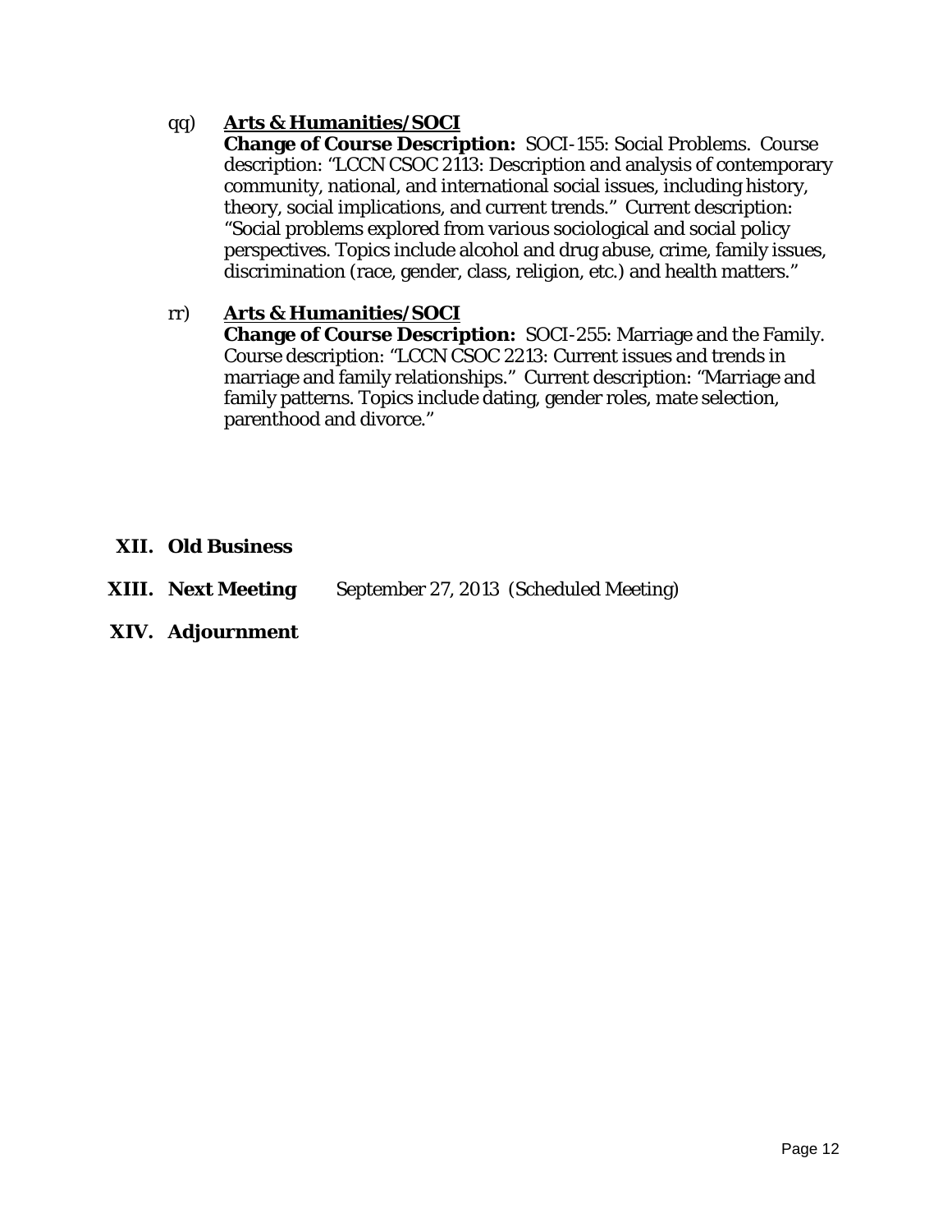qq) **Arts & Humanities/SOCI**

**Change of Course Description:** SOCI-155: Social Problems. Course description: "LCCN CSOC 2113: Description and analysis of contemporary community, national, and international social issues, including history, theory, social implications, and current trends." Current description: "Social problems explored from various sociological and social policy perspectives. Topics include alcohol and drug abuse, crime, family issues, discrimination (race, gender, class, religion, etc.) and health matters."

rr) **Arts & Humanities/SOCI**

**Change of Course Description:** SOCI-255: Marriage and the Family. Course description: "LCCN CSOC 2213: Current issues and trends in marriage and family relationships." Current description: "Marriage and family patterns. Topics include dating, gender roles, mate selection, parenthood and divorce."

**XII. Old Business**

**XIII. Next Meeting** September 27, 2013 (Scheduled Meeting)

**XIV. Adjournment**